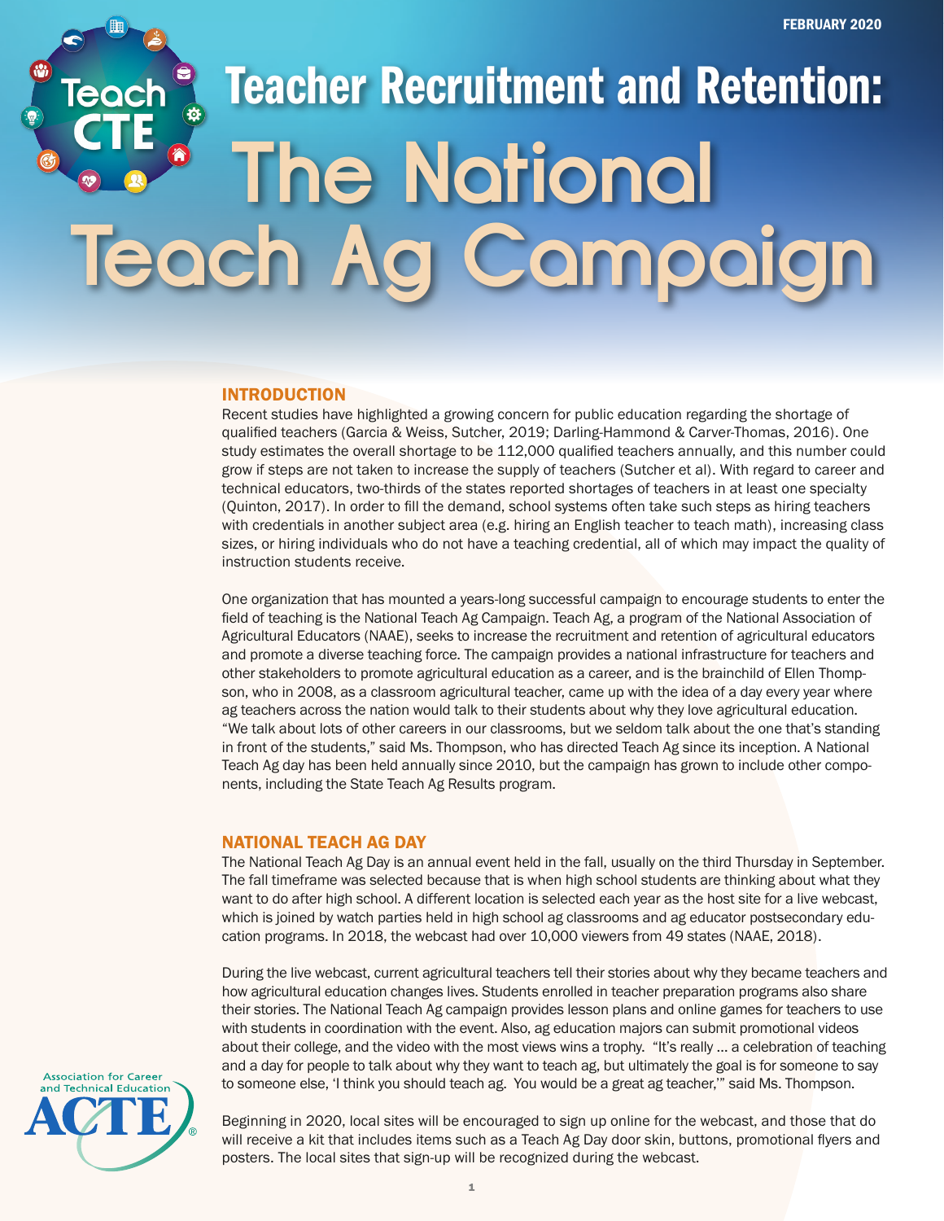FEBRUARY 2020

# Teacher Recruitment and Retention: The National Teach Ag Campaign

## INTRODUCTION

Recent studies have highlighted a growing concern for public education regarding the shortage of qualified teachers (Garcia & Weiss, Sutcher, 2019; Darling-Hammond & Carver-Thomas, 2016). One study estimates the overall shortage to be 112,000 qualified teachers annually, and this number could grow if steps are not taken to increase the supply of teachers (Sutcher et al). With regard to career and technical educators, two-thirds of the states reported shortages of teachers in at least one specialty (Quinton, 2017). In order to fill the demand, school systems often take such steps as hiring teachers with credentials in another subject area (e.g. hiring an English teacher to teach math), increasing class sizes, or hiring individuals who do not have a teaching credential, all of which may impact the quality of instruction students receive.

One organization that has mounted a years-long successful campaign to encourage students to enter the field of teaching is the National Teach Ag Campaign. Teach Ag, a program of the National Association of Agricultural Educators (NAAE), seeks to increase the recruitment and retention of agricultural educators and promote a diverse teaching force. The campaign provides a national infrastructure for teachers and other stakeholders to promote agricultural education as a career, and is the brainchild of Ellen Thompson, who in 2008, as a classroom agricultural teacher, came up with the idea of a day every year where ag teachers across the nation would talk to their students about why they love agricultural education. "We talk about lots of other careers in our classrooms, but we seldom talk about the one that's standing in front of the students," said Ms. Thompson, who has directed Teach Ag since its inception. A National Teach Ag day has been held annually since 2010, but the campaign has grown to include other components, including the State Teach Ag Results program.

## NATIONAL TEACH AG DAY

The National Teach Ag Day is an annual event held in the fall, usually on the third Thursday in September. The fall timeframe was selected because that is when high school students are thinking about what they want to do after high school. A different location is selected each year as the host site for a live webcast, which is joined by watch parties held in high school ag classrooms and ag educator postsecondary education programs. In 2018, the webcast had over 10,000 viewers from 49 states (NAAE, 2018).

During the live webcast, current agricultural teachers tell their stories about why they became teachers and how agricultural education changes lives. Students enrolled in teacher preparation programs also share their stories. The National Teach Ag campaign provides lesson plans and online games for teachers to use with students in coordination with the event. Also, ag education majors can submit promotional videos about their college, and the video with the most views wins a trophy. "It's really ... a celebration of teaching and a day for people to talk about why they want to teach ag, but ultimately the goal is for someone to say to someone else, 'I think you should teach ag. You would be a great ag teacher,'" said Ms. Thompson.

Beginning in 2020, local sites will be encouraged to sign up online for the webcast, and those that do will receive a kit that includes items such as a Teach Ag Day door skin, buttons, promotional flyers and posters. The local sites that sign-up will be recognized during the webcast.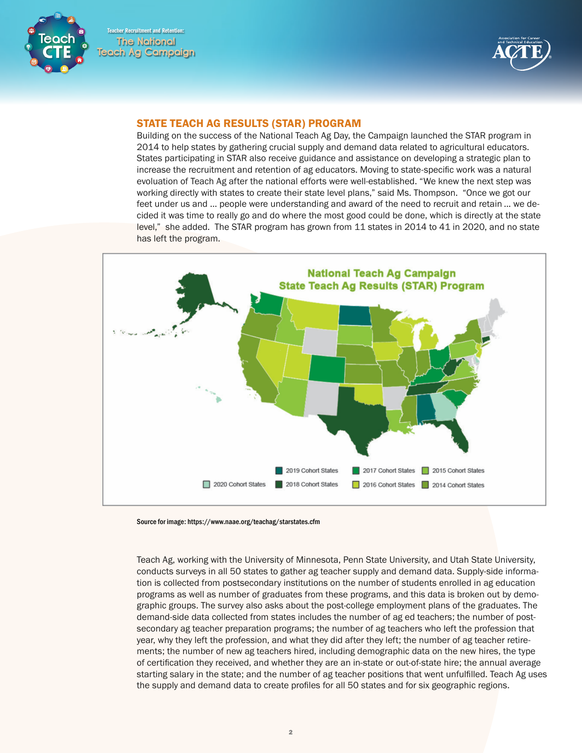## STATE TEACH AG RESULTS (STAR) PROGRAM

Building on the success of the National Teach Ag Day, the Campaign launched the STAR program in 2014 to help states by gathering crucial supply and demand data related to agricultural educators. States participating in STAR also receive guidance and assistance on developing a strategic plan to increase the recruitment and retention of ag educators. Moving to state-specific work was a natural evoluation of Teach Ag after the national efforts were well-established. "We knew the next step was working directly with states to create their state level plans," said Ms. Thompson. "Once we got our feet under us and ... people were understanding and award of the need to recruit and retain ... we decided it was time to really go and do where the most good could be done, which is directly at the state level," she added. The STAR program has grown from 11 states in 2014 to 41 in 2020, and no state has left the program.

Source for image: https://www.naae.org/teachag/starstates.cfm

Teach Ag, working with the University of Minnesota, Penn State University, and Utah State University, conducts surveys in all 50 states to gather ag teacher supply and demand data. Supply-side information is collected from postsecondary institutions on the number of students enrolled in ag education programs as well as number of graduates from these programs, and this data is broken out by demographic groups. The survey also asks about the post-college employment plans of the graduates. The demand-side data collected from states includes the number of ag ed teachers; the number of postsecondary ag teacher preparation programs; the number of ag teachers who left the profession that year, why they left the profession, and what they did after they left; the number of ag teacher retirements; the number of new ag teachers hired, including demographic data on the new hires, the type of certification they received, and whether they are an in-state or out-of-state hire; the annual average starting salary in the state; and the number of ag teacher positions that went unfulfilled. Teach Ag uses the supply and demand data to create profiles for all 50 states and for six geographic regions.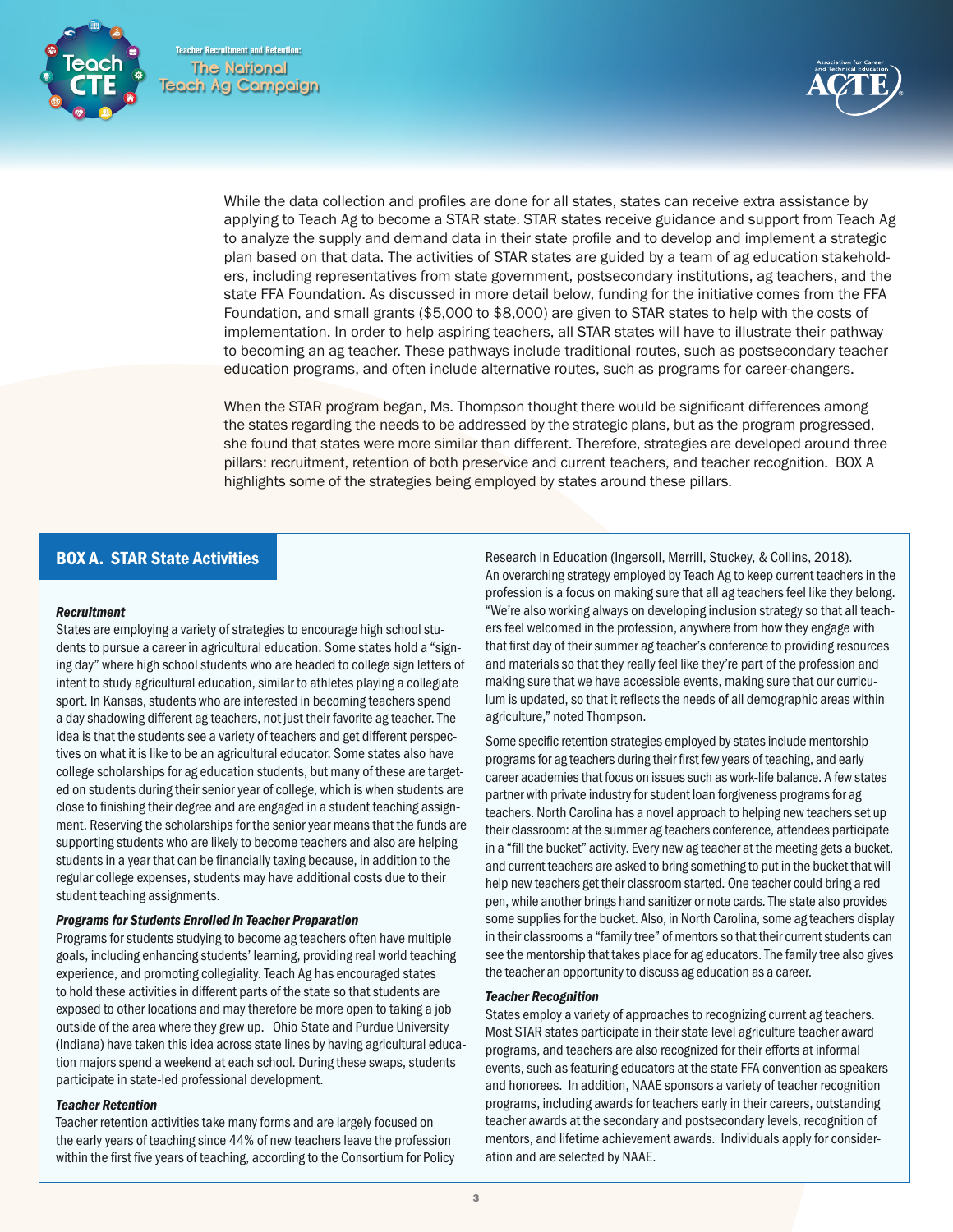While the data collection and profiles are done for all states, states can receive extra assistance by applying to Teach Ag to become a STAR state. STAR states receive guidance and support from Teach Ag to analyze the supply and demand data in their state profile and to develop and implement a strategic plan based on that data. The activities of STAR states are guided by a team of ag education stakeholders, including representatives from state government, postsecondary institutions, ag teachers, and the state FFA Foundation. As discussed in more detail below, funding for the initiative comes from the FFA Foundation, and small grants ($5,000 to $8,000) are given to STAR states to help with the costs of implementation. In order to help aspiring teachers, all STAR states will have to illustrate their pathway to becoming an ag teacher. These pathways include traditional routes, such as postsecondary teacher education programs, and often include alternative routes, such as programs for career-changers.

When the STAR program began, Ms. Thompson thought there would be significant differences among the states regarding the needs to be addressed by the strategic plans, but as the program progressed, she found that states were more similar than different. Therefore, strategies are developed around three pillars: recruitment, retention of both preservice and current teachers, and teacher recognition. BOX A highlights some of the strategies being employed by states around these pillars.

## BOX A. STAR State Activities

### *Recruitment*

States are employing a variety of strategies to encourage high school students to pursue a career in agricultural education. Some states hold a "signing day" where high school students who are headed to college sign letters of intent to study agricultural education, similar to athletes playing a collegiate sport. In Kansas, students who are interested in becoming teachers spend a day shadowing different ag teachers, not just their favorite ag teacher. The idea is that the students see a variety of teachers and get different perspectives on what it is like to be an agricultural educator. Some states also have college scholarships for ag education students, but many of these are targeted on students during their senior year of college, which is when students are close to finishing their degree and are engaged in a student teaching assignment. Reserving the scholarships for the senior year means that the funds are supporting students who are likely to become teachers and also are helping students in a year that can be financially taxing because, in addition to the regular college expenses, students may have additional costs due to their student teaching assignments.

### *Programs for Students Enrolled in Teacher Preparation*

Programs for students studying to become ag teachers often have multiple goals, including enhancing students' learning, providing real world teaching experience, and promoting collegiality. Teach Ag has encouraged states to hold these activities in different parts of the state so that students are exposed to other locations and may therefore be more open to taking a job outside of the area where they grew up. Ohio State and Purdue University (Indiana) have taken this idea across state lines by having agricultural education majors spend a weekend at each school. During these swaps, students participate in state-led professional development.

### *Teacher Retention*

Teacher retention activities take many forms and are largely focused on the early years of teaching since 44% of new teachers leave the profession within the first five years of teaching, according to the Consortium for Policy Research in Education (Ingersoll, Merrill, Stuckey, & Collins, 2018). An overarching strategy employed by Teach Ag to keep current teachers in the profession is a focus on making sure that all ag teachers feel like they belong. "We're also working always on developing inclusion strategy so that all teachers feel welcomed in the profession, anywhere from how they engage with that first day of their summer ag teacher's conference to providing resources and materials so that they really feel like they're part of the profession and making sure that we have accessible events, making sure that our curriculum is updated, so that it reflects the needs of all demographic areas within agriculture," noted Thompson.

Some specific retention strategies employed by states include mentorship programs for ag teachers during their first few years of teaching, and early career academies that focus on issues such as work-life balance. A few states partner with private industry for student loan forgiveness programs for ag teachers. North Carolina has a novel approach to helping new teachers set up their classroom: at the summer ag teachers conference, attendees participate in a "fill the bucket" activity. Every new ag teacher at the meeting gets a bucket, and current teachers are asked to bring something to put in the bucket that will help new teachers get their classroom started. One teacher could bring a red pen, while another brings hand sanitizer or note cards. The state also provides some supplies for the bucket. Also, in North Carolina, some ag teachers display in their classrooms a "family tree" of mentors so that their current students can see the mentorship that takes place for ag educators. The family tree also gives the teacher an opportunity to discuss ag education as a career.

### *Teacher Recognition*

States employ a variety of approaches to recognizing current ag teachers. Most STAR states participate in their state level agriculture teacher award programs, and teachers are also recognized for their efforts at informal events, such as featuring educators at the state FFA convention as speakers and honorees. In addition, NAAE sponsors a variety of teacher recognition programs, including awards for teachers early in their careers, outstanding teacher awards at the secondary and postsecondary levels, recognition of mentors, and lifetime achievement awards. Individuals apply for consideration and are selected by NAAE.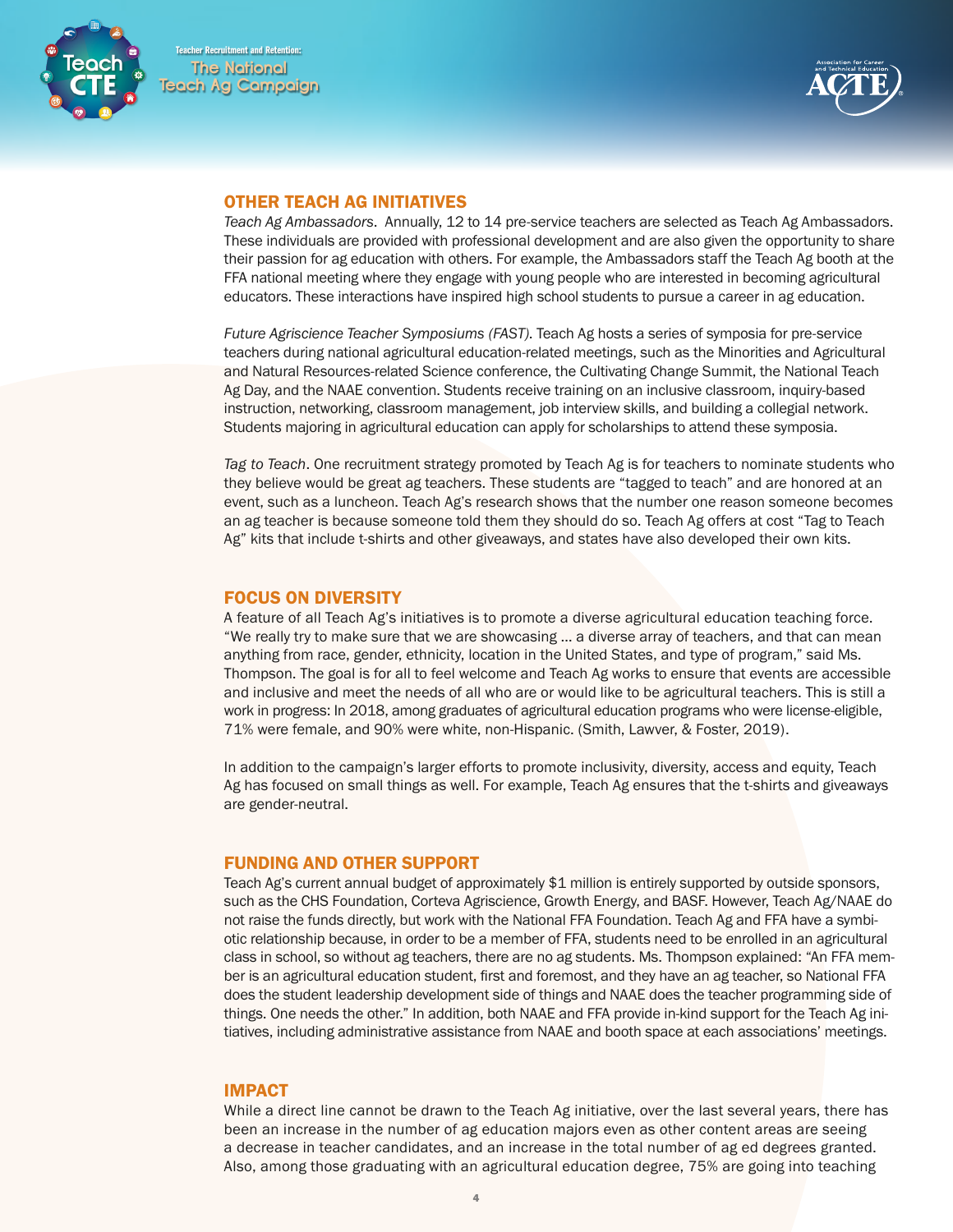## OTHER TEACH AG INITIATIVES

*Teach Ag Ambassadors*. Annually, 12 to 14 pre-service teachers are selected as Teach Ag Ambassadors. These individuals are provided with professional development and are also given the opportunity to share their passion for ag education with others. For example, the Ambassadors staff the Teach Ag booth at the FFA national meeting where they engage with young people who are interested in becoming agricultural educators. These interactions have inspired high school students to pursue a career in ag education.

*Future Agriscience Teacher Symposiums (FAST)*. Teach Ag hosts a series of symposia for pre-service teachers during national agricultural education-related meetings, such as the Minorities and Agricultural and Natural Resources-related Science conference, the Cultivating Change Summit, the National Teach Ag Day, and the NAAE convention. Students receive training on an inclusive classroom, inquiry-based instruction, networking, classroom management, job interview skills, and building a collegial network. Students majoring in agricultural education can apply for scholarships to attend these symposia.

*Tag to Teach*. One recruitment strategy promoted by Teach Ag is for teachers to nominate students who they believe would be great ag teachers. These students are "tagged to teach" and are honored at an event, such as a luncheon. Teach Ag's research shows that the number one reason someone becomes an ag teacher is because someone told them they should do so. Teach Ag offers at cost "Tag to Teach Ag" kits that include t-shirts and other giveaways, and states have also developed their own kits.

## FOCUS ON DIVERSITY

A feature of all Teach Ag's initiatives is to promote a diverse agricultural education teaching force. "We really try to make sure that we are showcasing … a diverse array of teachers, and that can mean anything from race, gender, ethnicity, location in the United States, and type of program," said Ms. Thompson. The goal is for all to feel welcome and Teach Ag works to ensure that events are accessible and inclusive and meet the needs of all who are or would like to be agricultural teachers. This is still a work in progress: In 2018, among graduates of agricultural education programs who were license-eligible, 71% were female, and 90% were white, non-Hispanic. (Smith, Lawver, & Foster, 2019).

In addition to the campaign's larger efforts to promote inclusivity, diversity, access and equity, Teach Ag has focused on small things as well. For example, Teach Ag ensures that the t-shirts and giveaways are gender-neutral.

## FUNDING AND OTHER SUPPORT

Teach Ag's current annual budget of approximately $1 million is entirely supported by outside sponsors, such as the CHS Foundation, Corteva Agriscience, Growth Energy, and BASF. However, Teach Ag/NAAE do not raise the funds directly, but work with the National FFA Foundation. Teach Ag and FFA have a symbiotic relationship because, in order to be a member of FFA, students need to be enrolled in an agricultural class in school, so without ag teachers, there are no ag students. Ms. Thompson explained: "An FFA member is an agricultural education student, first and foremost, and they have an ag teacher, so National FFA does the student leadership development side of things and NAAE does the teacher programming side of things. One needs the other." In addition, both NAAE and FFA provide in-kind support for the Teach Ag initiatives, including administrative assistance from NAAE and booth space at each associations' meetings.

## IMPACT

While a direct line cannot be drawn to the Teach Ag initiative, over the last several years, there has been an increase in the number of ag education majors even as other content areas are seeing a decrease in teacher candidates, and an increase in the total number of ag ed degrees granted. Also, among those graduating with an agricultural education degree, 75% are going into teaching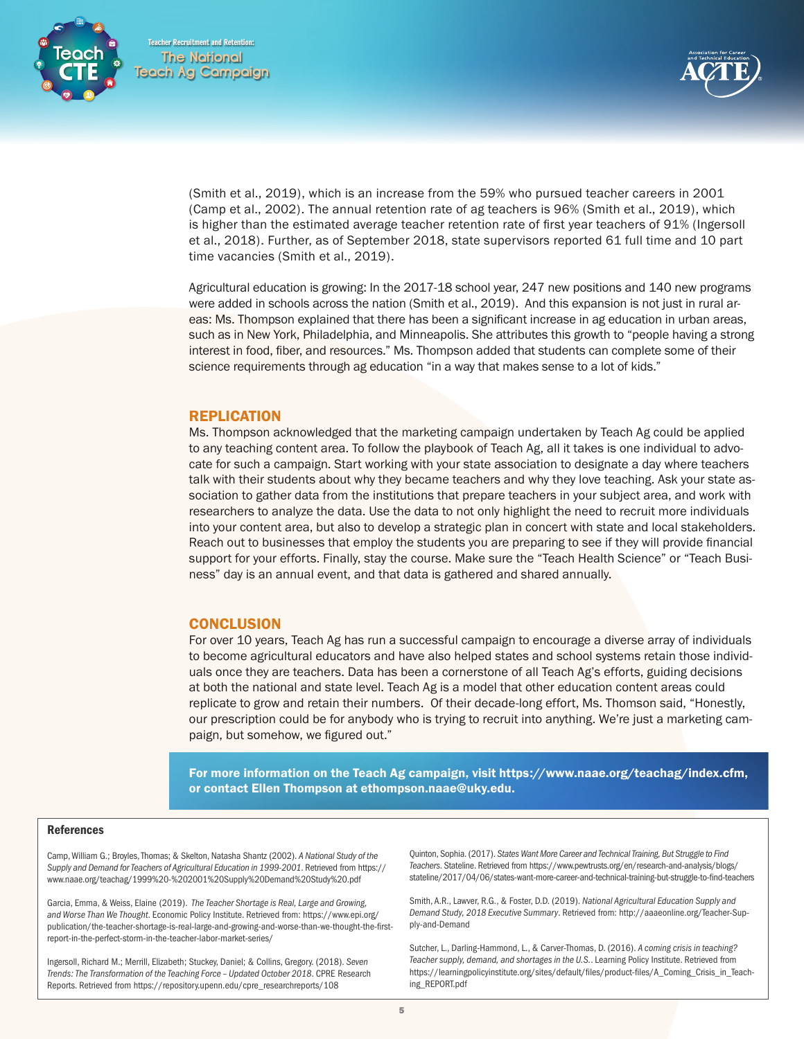(Smith et al., 2019), which is an increase from the 59% who pursued teacher careers in 2001 (Camp et al., 2002). The annual retention rate of ag teachers is 96% (Smith et al., 2019), which is higher than the estimated average teacher retention rate of first year teachers of 91% (Ingersoll et al., 2018). Further, as of September 2018, state supervisors reported 61 full time and 10 part time vacancies (Smith et al., 2019).

Agricultural education is growing: In the 2017-18 school year, 247 new positions and 140 new programs were added in schools across the nation (Smith et al., 2019). And this expansion is not just in rural areas: Ms. Thompson explained that there has been a significant increase in ag education in urban areas, such as in New York, Philadelphia, and Minneapolis. She attributes this growth to "people having a strong interest in food, fiber, and resources." Ms. Thompson added that students can complete some of their science requirements through ag education "in a way that makes sense to a lot of kids."

## REPLICATION

Ms. Thompson acknowledged that the marketing campaign undertaken by Teach Ag could be applied to any teaching content area. To follow the playbook of Teach Ag, all it takes is one individual to advocate for such a campaign. Start working with your state association to designate a day where teachers talk with their students about why they became teachers and why they love teaching. Ask your state association to gather data from the institutions that prepare teachers in your subject area, and work with researchers to analyze the data. Use the data to not only highlight the need to recruit more individuals into your content area, but also to develop a strategic plan in concert with state and local stakeholders. Reach out to businesses that employ the students you are preparing to see if they will provide financial support for your efforts. Finally, stay the course. Make sure the "Teach Health Science" or "Teach Business" day is an annual event, and that data is gathered and shared annually.

## CONCLUSION

For over 10 years, Teach Ag has run a successful campaign to encourage a diverse array of individuals to become agricultural educators and have also helped states and school systems retain those individuals once they are teachers. Data has been a cornerstone of all Teach Ag's efforts, guiding decisions at both the national and state level. Teach Ag is a model that other education content areas could replicate to grow and retain their numbers. Of their decade-long effort, Ms. Thomson said, "Honestly, our prescription could be for anybody who is trying to recruit into anything. We're just a marketing campaign, but somehow, we figured out."

**For more information on the Teach Ag campaign, visit https://www.naae.org/teachag/index.cfm, or contact Ellen Thompson at ethompson.naae@uky.edu.**

### References

Camp, William G.; Broyles, Thomas; & Skelton, Natasha Shantz (2002). *A National Study of the Supply and Demand for Teachers of Agricultural Education in 1999-2001*. Retrieved from https://www.naae.org/teachag/1999%20-%202001%20Supply%20Demand%20Study%20.pdf

Garcia, Emma, & Weiss, Elaine (2019). *The Teacher Shortage is Real, Large and Growing, and Worse Than We Thought*. Economic Policy Institute. Retrieved from: https://www.epi.org/publication/the-teacher-shortage-is-real-large-and-growing-and-worse-than-we-thought-the-first-report-in-the-perfect-storm-in-the-teacher-labor-market-series/

Ingersoll, Richard M.; Merrill, Elizabeth; Stuckey, Daniel; & Collins, Gregory. (2018). *Seven Trends: The Transformation of the Teaching Force – Updated October 2018*. CPRE Research Reports. Retrieved from https://repository.upenn.edu/cpre_researchreports/108

Quinton, Sophia. (2017). *States Want More Career and Technical Training, But Struggle to Find Teachers*. Stateline. Retrieved from https://www.pewtrusts.org/en/research-and-analysis/blogs/stateline/2017/04/06/states-want-more-career-and-technical-training-but-struggle-to-find-teachers

Smith, A.R., Lawver, R.G., & Foster, D.D. (2019). *National Agricultural Education Supply and Demand Study, 2018 Executive Summary*. Retrieved from: http://aaaeonline.org/Teacher-Supply-and-Demand

Sutcher, L., Darling-Hammond, L., & Carver-Thomas, D. (2016). *A coming crisis in teaching? Teacher supply, demand, and shortages in the U.S.*. Learning Policy Institute. Retrieved from https://learningpolicyinstitute.org/sites/default/files/product-files/A_Coming_Crisis_in_Teaching_REPORT.pdf